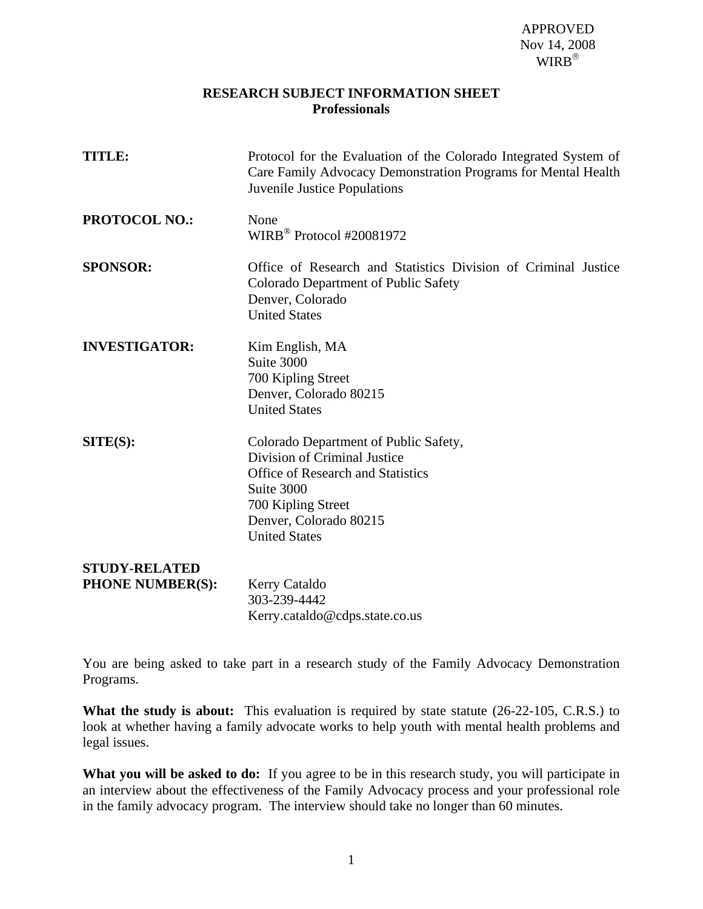APPROVED
Nov 14, 2008
WIRB®

# RESEARCH SUBJECT INFORMATION SHEET
## Professionals

**TITLE:** Protocol for the Evaluation of the Colorado Integrated System of Care Family Advocacy Demonstration Programs for Mental Health Juvenile Justice Populations

**PROTOCOL NO.:** None
WIRB® Protocol #20081972

**SPONSOR:** Office of Research and Statistics Division of Criminal Justice
Colorado Department of Public Safety
Denver, Colorado
United States

**INVESTIGATOR:** Kim English, MA
Suite 3000
700 Kipling Street
Denver, Colorado 80215
United States

**SITE(S):** Colorado Department of Public Safety,
Division of Criminal Justice
Office of Research and Statistics
Suite 3000
700 Kipling Street
Denver, Colorado 80215
United States

**STUDY-RELATED PHONE NUMBER(S):** Kerry Cataldo
303-239-4442
Kerry.cataldo@cdps.state.co.us

You are being asked to take part in a research study of the Family Advocacy Demonstration Programs.

**What the study is about:** This evaluation is required by state statute (26-22-105, C.R.S.) to look at whether having a family advocate works to help youth with mental health problems and legal issues.

**What you will be asked to do:** If you agree to be in this research study, you will participate in an interview about the effectiveness of the Family Advocacy process and your professional role in the family advocacy program. The interview should take no longer than 60 minutes.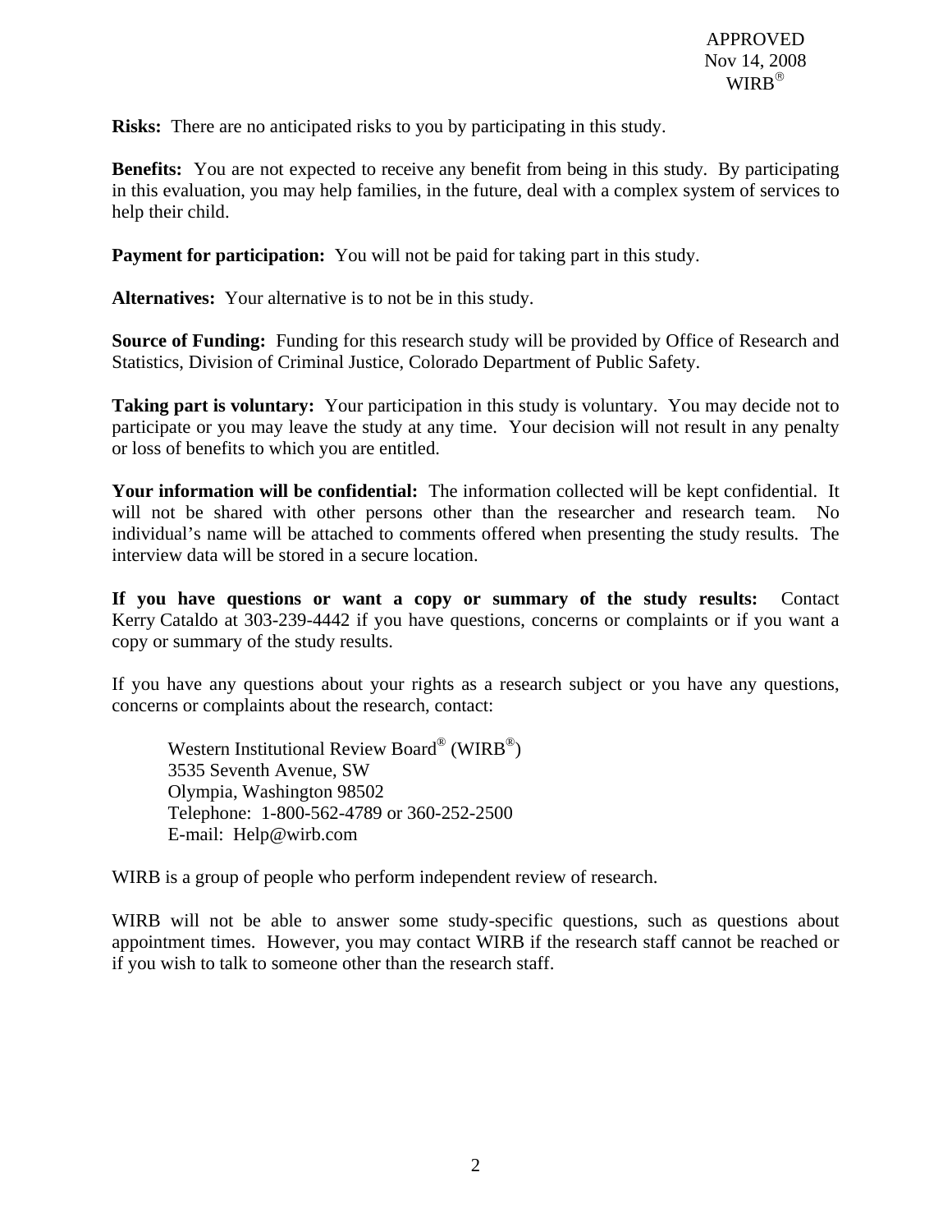APPROVED
Nov 14, 2008
WIRB®

**Risks:** There are no anticipated risks to you by participating in this study.

**Benefits:** You are not expected to receive any benefit from being in this study. By participating in this evaluation, you may help families, in the future, deal with a complex system of services to help their child.

**Payment for participation:** You will not be paid for taking part in this study.

**Alternatives:** Your alternative is to not be in this study.

**Source of Funding:** Funding for this research study will be provided by Office of Research and Statistics, Division of Criminal Justice, Colorado Department of Public Safety.

**Taking part is voluntary:** Your participation in this study is voluntary. You may decide not to participate or you may leave the study at any time. Your decision will not result in any penalty or loss of benefits to which you are entitled.

**Your information will be confidential:** The information collected will be kept confidential. It will not be shared with other persons other than the researcher and research team. No individual's name will be attached to comments offered when presenting the study results. The interview data will be stored in a secure location.

**If you have questions or want a copy or summary of the study results:** Contact Kerry Cataldo at 303-239-4442 if you have questions, concerns or complaints or if you want a copy or summary of the study results.

If you have any questions about your rights as a research subject or you have any questions, concerns or complaints about the research, contact:

Western Institutional Review Board® (WIRB®)
3535 Seventh Avenue, SW
Olympia, Washington 98502
Telephone: 1-800-562-4789 or 360-252-2500
E-mail: Help@wirb.com

WIRB is a group of people who perform independent review of research.

WIRB will not be able to answer some study-specific questions, such as questions about appointment times. However, you may contact WIRB if the research staff cannot be reached or if you wish to talk to someone other than the research staff.